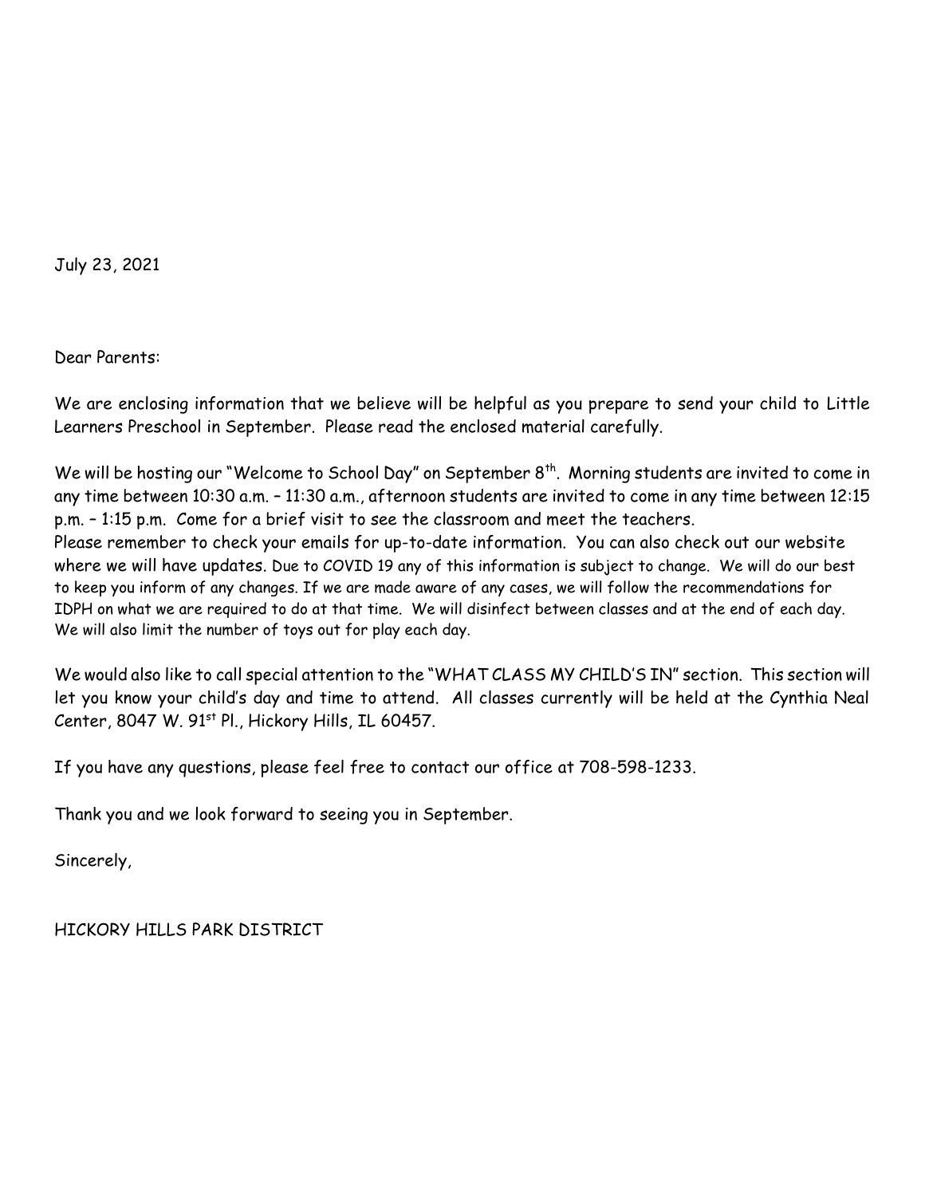July 23, 2021

Dear Parents:

We are enclosing information that we believe will be helpful as you prepare to send your child to Little Learners Preschool in September. Please read the enclosed material carefully.

We will be hosting our "Welcome to School Day" on September 8th. Morning students are invited to come in any time between 10:30 a.m. – 11:30 a.m., afternoon students are invited to come in any time between 12:15 p.m. – 1:15 p.m. Come for a brief visit to see the classroom and meet the teachers.
Please remember to check your emails for up-to-date information. You can also check out our website where we will have updates. Due to COVID 19 any of this information is subject to change. We will do our best to keep you inform of any changes. If we are made aware of any cases, we will follow the recommendations for IDPH on what we are required to do at that time. We will disinfect between classes and at the end of each day. We will also limit the number of toys out for play each day.

We would also like to call special attention to the "WHAT CLASS MY CHILD'S IN" section. This section will let you know your child's day and time to attend. All classes currently will be held at the Cynthia Neal Center, 8047 W. 91st Pl., Hickory Hills, IL 60457.

If you have any questions, please feel free to contact our office at 708-598-1233.

Thank you and we look forward to seeing you in September.

Sincerely,

HICKORY HILLS PARK DISTRICT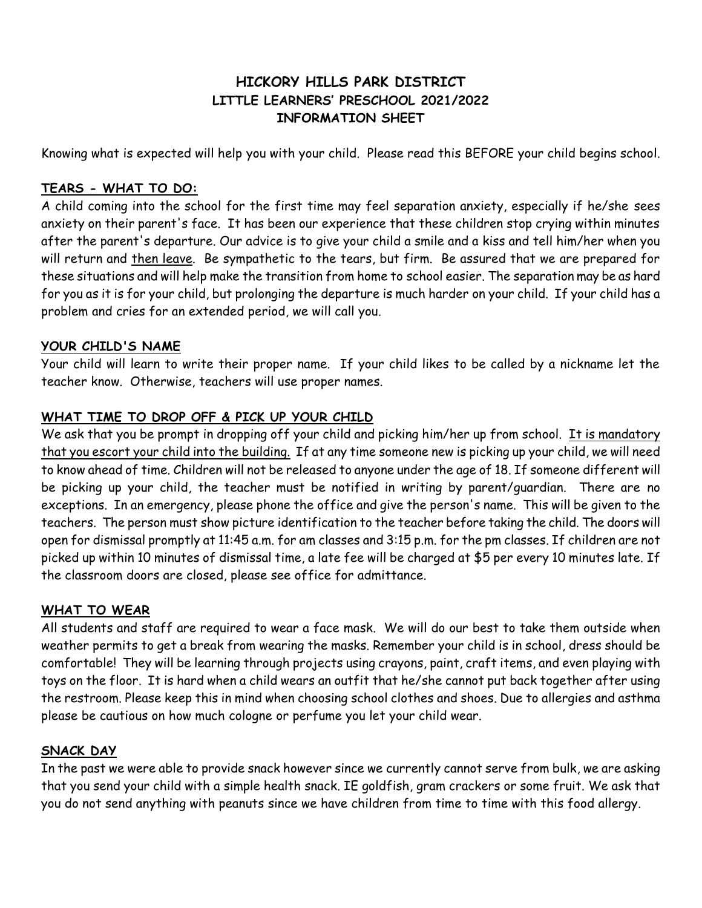**HICKORY HILLS PARK DISTRICT**
**LITTLE LEARNERS' PRESCHOOL 2021/2022**
**INFORMATION SHEET**

Knowing what is expected will help you with your child. Please read this BEFORE your child begins school.

## TEARS - WHAT TO DO:

A child coming into the school for the first time may feel separation anxiety, especially if he/she sees anxiety on their parent's face. It has been our experience that these children stop crying within minutes after the parent's departure. Our advice is to give your child a smile and a kiss and tell him/her when you will return and then leave. Be sympathetic to the tears, but firm. Be assured that we are prepared for these situations and will help make the transition from home to school easier. The separation may be as hard for you as it is for your child, but prolonging the departure is much harder on your child. If your child has a problem and cries for an extended period, we will call you.

## YOUR CHILD'S NAME

Your child will learn to write their proper name. If your child likes to be called by a nickname let the teacher know. Otherwise, teachers will use proper names.

## WHAT TIME TO DROP OFF & PICK UP YOUR CHILD

We ask that you be prompt in dropping off your child and picking him/her up from school. It is mandatory that you escort your child into the building. If at any time someone new is picking up your child, we will need to know ahead of time. Children will not be released to anyone under the age of 18. If someone different will be picking up your child, the teacher must be notified in writing by parent/guardian. There are no exceptions. In an emergency, please phone the office and give the person's name. This will be given to the teachers. The person must show picture identification to the teacher before taking the child. The doors will open for dismissal promptly at 11:45 a.m. for am classes and 3:15 p.m. for the pm classes. If children are not picked up within 10 minutes of dismissal time, a late fee will be charged at $5 per every 10 minutes late. If the classroom doors are closed, please see office for admittance.

## WHAT TO WEAR

All students and staff are required to wear a face mask. We will do our best to take them outside when weather permits to get a break from wearing the masks. Remember your child is in school, dress should be comfortable! They will be learning through projects using crayons, paint, craft items, and even playing with toys on the floor. It is hard when a child wears an outfit that he/she cannot put back together after using the restroom. Please keep this in mind when choosing school clothes and shoes. Due to allergies and asthma please be cautious on how much cologne or perfume you let your child wear.

## SNACK DAY

In the past we were able to provide snack however since we currently cannot serve from bulk, we are asking that you send your child with a simple health snack. IE goldfish, gram crackers or some fruit. We ask that you do not send anything with peanuts since we have children from time to time with this food allergy.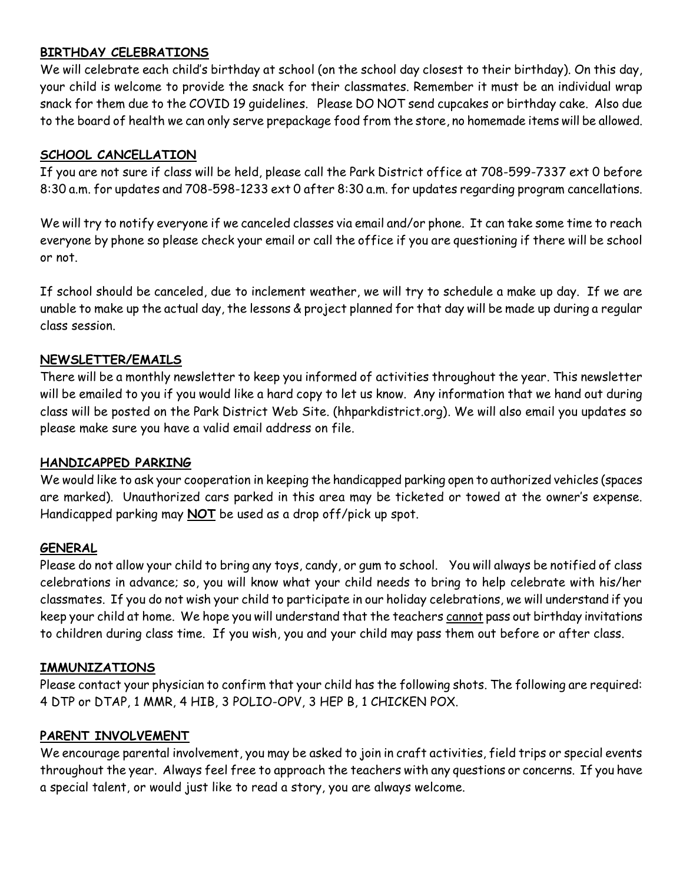## <u>BIRTHDAY CELEBRATIONS</u>

We will celebrate each child's birthday at school (on the school day closest to their birthday). On this day, your child is welcome to provide the snack for their classmates. Remember it must be an individual wrap snack for them due to the COVID 19 guidelines. Please DO NOT send cupcakes or birthday cake. Also due to the board of health we can only serve prepackage food from the store, no homemade items will be allowed.

## <u>SCHOOL CANCELLATION</u>

If you are not sure if class will be held, please call the Park District office at 708-599-7337 ext 0 before 8:30 a.m. for updates and 708-598-1233 ext 0 after 8:30 a.m. for updates regarding program cancellations.

We will try to notify everyone if we canceled classes via email and/or phone. It can take some time to reach everyone by phone so please check your email or call the office if you are questioning if there will be school or not.

If school should be canceled, due to inclement weather, we will try to schedule a make up day. If we are unable to make up the actual day, the lessons & project planned for that day will be made up during a regular class session.

## <u>NEWSLETTER/EMAILS</u>

There will be a monthly newsletter to keep you informed of activities throughout the year. This newsletter will be emailed to you if you would like a hard copy to let us know. Any information that we hand out during class will be posted on the Park District Web Site. (hhparkdistrict.org). We will also email you updates so please make sure you have a valid email address on file.

## <u>HANDICAPPED PARKING</u>

We would like to ask your cooperation in keeping the handicapped parking open to authorized vehicles (spaces are marked). Unauthorized cars parked in this area may be ticketed or towed at the owner's expense. Handicapped parking may **<u>NOT</u>** be used as a drop off/pick up spot.

## <u>GENERAL</u>

Please do not allow your child to bring any toys, candy, or gum to school. You will always be notified of class celebrations in advance; so, you will know what your child needs to bring to help celebrate with his/her classmates. If you do not wish your child to participate in our holiday celebrations, we will understand if you keep your child at home. We hope you will understand that the teachers <u>cannot</u> pass out birthday invitations to children during class time. If you wish, you and your child may pass them out before or after class.

## <u>IMMUNIZATIONS</u>

Please contact your physician to confirm that your child has the following shots. The following are required: 4 DTP or DTAP, 1 MMR, 4 HIB, 3 POLIO-OPV, 3 HEP B, 1 CHICKEN POX.

## <u>PARENT INVOLVEMENT</u>

We encourage parental involvement, you may be asked to join in craft activities, field trips or special events throughout the year. Always feel free to approach the teachers with any questions or concerns. If you have a special talent, or would just like to read a story, you are always welcome.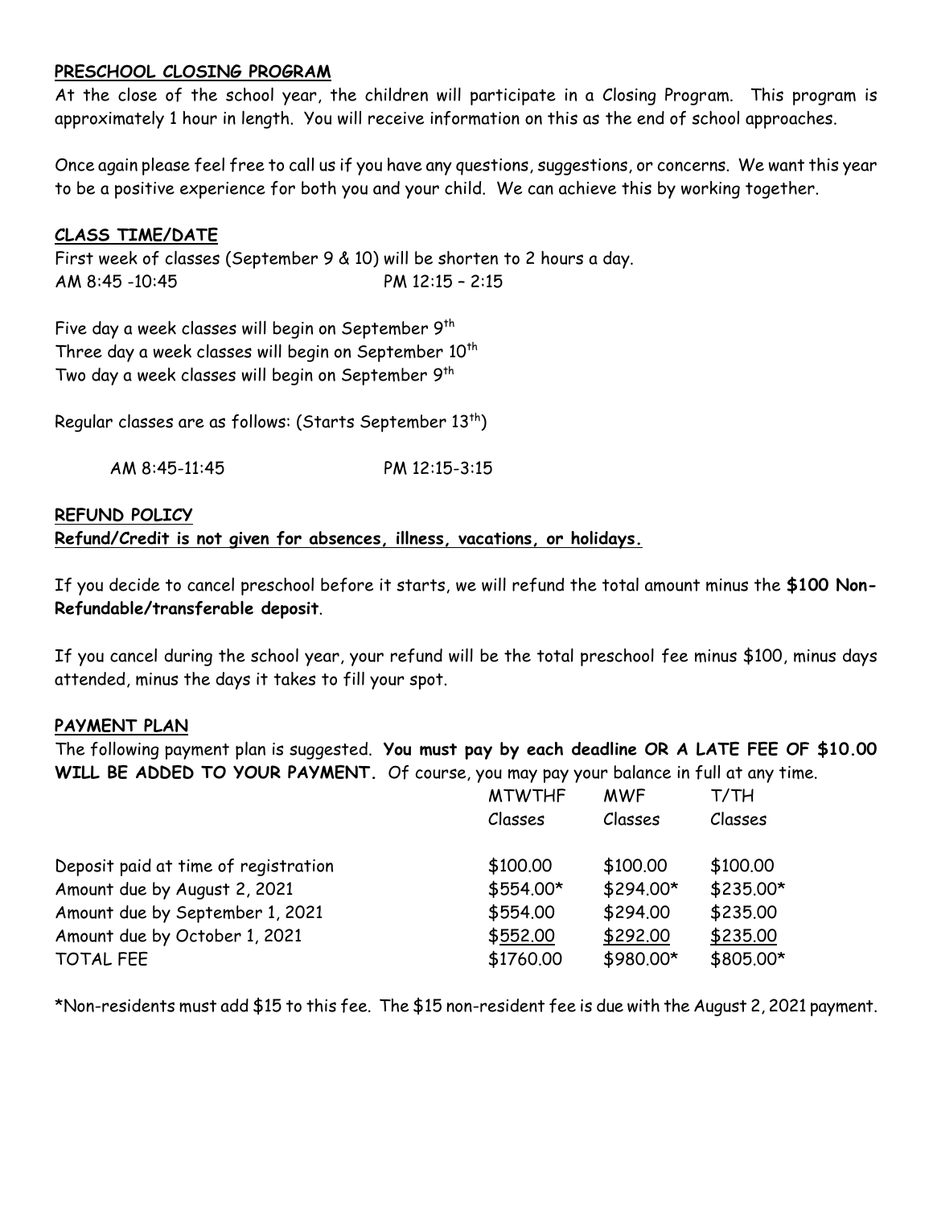## PRESCHOOL CLOSING PROGRAM

At the close of the school year, the children will participate in a Closing Program. This program is approximately 1 hour in length. You will receive information on this as the end of school approaches.

Once again please feel free to call us if you have any questions, suggestions, or concerns. We want this year to be a positive experience for both you and your child. We can achieve this by working together.

## CLASS TIME/DATE

First week of classes (September 9 & 10) will be shorten to 2 hours a day.
AM 8:45 -10:45 PM 12:15 – 2:15

Five day a week classes will begin on September 9th
Three day a week classes will begin on September 10th
Two day a week classes will begin on September 9th

Regular classes are as follows: (Starts September 13th)

AM 8:45-11:45 PM 12:15-3:15

## REFUND POLICY

**Refund/Credit is not given for absences, illness, vacations, or holidays.**

If you decide to cancel preschool before it starts, we will refund the total amount minus the **$100 Non-Refundable/transferable deposit**.

If you cancel during the school year, your refund will be the total preschool fee minus $100, minus days attended, minus the days it takes to fill your spot.

## PAYMENT PLAN

The following payment plan is suggested. **You must pay by each deadline OR A LATE FEE OF $10.00 WILL BE ADDED TO YOUR PAYMENT.** Of course, you may pay your balance in full at any time.

| | MTWTHF Classes | MWF Classes | T/TH Classes |
|---|---|---|---|
| Deposit paid at time of registration | $100.00 | $100.00 | $100.00 |
| Amount due by August 2, 2021 | $554.00* | $294.00* | $235.00* |
| Amount due by September 1, 2021 | $554.00 | $294.00 | $235.00 |
| Amount due by October 1, 2021 | $552.00 | $292.00 | $235.00 |
| TOTAL FEE | $1760.00 | $980.00* | $805.00* |

*Non-residents must add $15 to this fee. The $15 non-resident fee is due with the August 2, 2021 payment.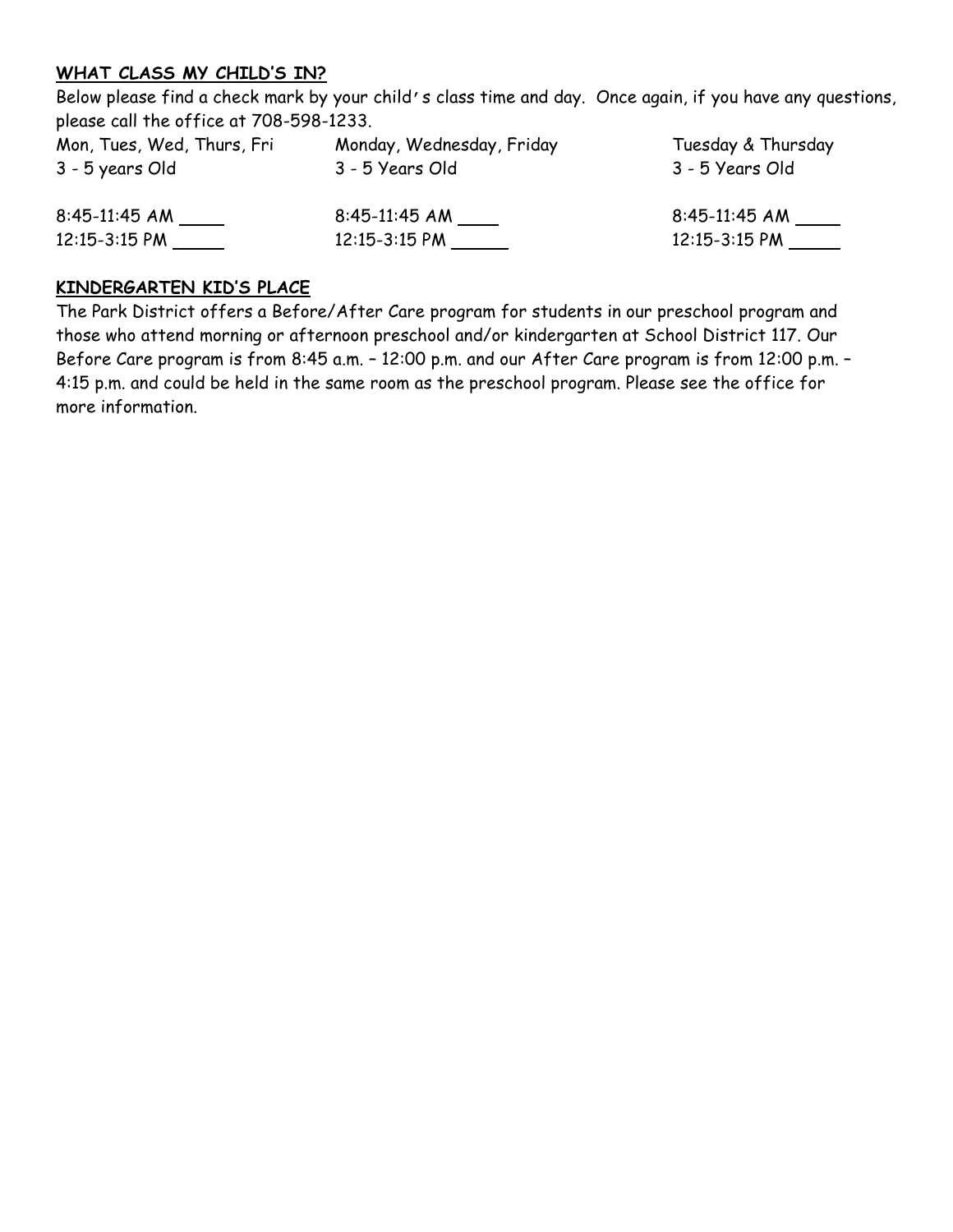## WHAT CLASS MY CHILD'S IN?

Below please find a check mark by your child's class time and day. Once again, if you have any questions, please call the office at 708-598-1233.

| Mon, Tues, Wed, Thurs, Fri | Monday, Wednesday, Friday | Tuesday & Thursday |
|---|---|---|
| 3 - 5 years Old | 3 - 5 Years Old | 3 - 5 Years Old |
| 8:45-11:45 AM ____ | 8:45-11:45 AM ____ | 8:45-11:45 AM ____ |
| 12:15-3:15 PM _____ | 12:15-3:15 PM _____ | 12:15-3:15 PM _____ |

## KINDERGARTEN KID'S PLACE

The Park District offers a Before/After Care program for students in our preschool program and those who attend morning or afternoon preschool and/or kindergarten at School District 117. Our Before Care program is from 8:45 a.m. – 12:00 p.m. and our After Care program is from 12:00 p.m. – 4:15 p.m. and could be held in the same room as the preschool program. Please see the office for more information.